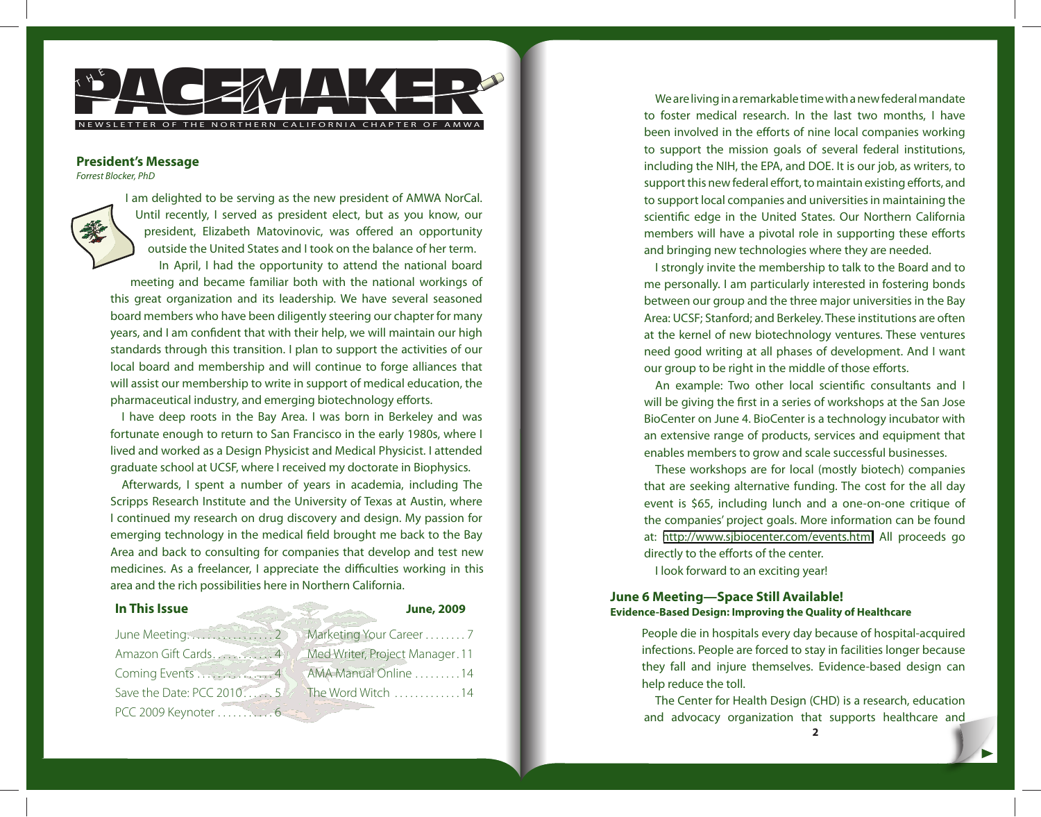# THE PACEMAKER

NEWSLETTER OF THE NORTHERN CALIFORNIA CHAPTER OF AMWA

## President's Message

*Forrest Blocker, PhD*

I am delighted to be serving as the new president of AMWA NorCal. Until recently, I served as president elect, but as you know, our president, Elizabeth Matovinovic, was offered an opportunity outside the United States and I took on the balance of her term.

In April, I had the opportunity to attend the national board meeting and became familiar both with the national workings of this great organization and its leadership. We have several seasoned board members who have been diligently steering our chapter for many years, and I am confident that with their help, we will maintain our high standards through this transition. I plan to support the activities of our local board and membership and will continue to forge alliances that will assist our membership to write in support of medical education, the pharmaceutical industry, and emerging biotechnology efforts.

I have deep roots in the Bay Area. I was born in Berkeley and was fortunate enough to return to San Francisco in the early 1980s, where I lived and worked as a Design Physicist and Medical Physicist. I attended graduate school at UCSF, where I received my doctorate in Biophysics.

Afterwards, I spent a number of years in academia, including The Scripps Research Institute and the University of Texas at Austin, where I continued my research on drug discovery and design. My passion for emerging technology in the medical field brought me back to the Bay Area and back to consulting for companies that develop and test new medicines. As a freelancer, I appreciate the difficulties working in this area and the rich possibilities here in Northern California.

### In This Issue — June, 2009

- June Meeting . . . . . . . . 2
- Amazon Gift Cards . . . . . . . . 4
- Coming Events . . . . . . . . 4
- Save the Date: PCC 2010 . . . . . . 5
- PCC 2009 Keynoter . . . . . . . . 6
- Marketing Your Career . . . . . . . . 7
- Med Writer, Project Manager . 11
- AMA Manual Online . . . . . . . . 14
- The Word Witch . . . . . . . . 14

We are living in a remarkable time with a new federal mandate to foster medical research. In the last two months, I have been involved in the efforts of nine local companies working to support the mission goals of several federal institutions, including the NIH, the EPA, and DOE. It is our job, as writers, to support this new federal effort, to maintain existing efforts, and to support local companies and universities in maintaining the scientific edge in the United States. Our Northern California members will have a pivotal role in supporting these efforts and bringing new technologies where they are needed.

I strongly invite the membership to talk to the Board and to me personally. I am particularly interested in fostering bonds between our group and the three major universities in the Bay Area: UCSF; Stanford; and Berkeley. These institutions are often at the kernel of new biotechnology ventures. These ventures need good writing at all phases of development. And I want our group to be right in the middle of those efforts.

An example: Two other local scientific consultants and I will be giving the first in a series of workshops at the San Jose BioCenter on June 4. BioCenter is a technology incubator with an extensive range of products, services and equipment that enables members to grow and scale successful businesses.

These workshops are for local (mostly biotech) companies that are seeking alternative funding. The cost for the all day event is $65, including lunch and a one-on-one critique of the companies' project goals. More information can be found at: http://www.sjbiocenter.com/events.html All proceeds go directly to the efforts of the center.

I look forward to an exciting year!

## June 6 Meeting—Space Still Available!

**Evidence-Based Design: Improving the Quality of Healthcare**

People die in hospitals every day because of hospital-acquired infections. People are forced to stay in facilities longer because they fall and injure themselves. Evidence-based design can help reduce the toll.

The Center for Health Design (CHD) is a research, education and advocacy organization that supports healthcare and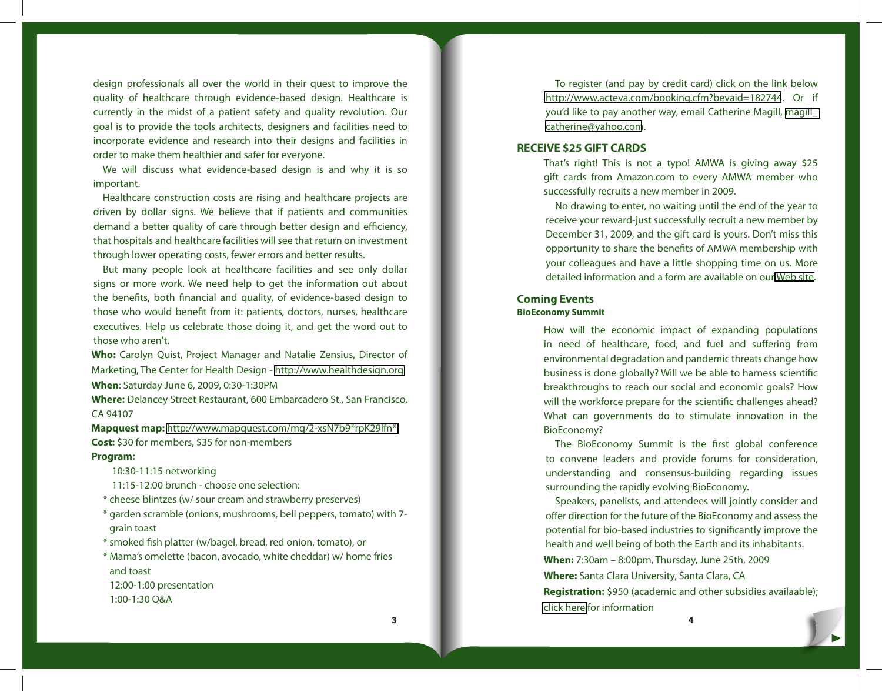design professionals all over the world in their quest to improve the quality of healthcare through evidence-based design. Healthcare is currently in the midst of a patient safety and quality revolution. Our goal is to provide the tools architects, designers and facilities need to incorporate evidence and research into their designs and facilities in order to make them healthier and safer for everyone.

We will discuss what evidence-based design is and why it is so important.

Healthcare construction costs are rising and healthcare projects are driven by dollar signs. We believe that if patients and communities demand a better quality of care through better design and efficiency, that hospitals and healthcare facilities will see that return on investment through lower operating costs, fewer errors and better results.

But many people look at healthcare facilities and see only dollar signs or more work. We need help to get the information out about the benefits, both financial and quality, of evidence-based design to those who would benefit from it: patients, doctors, nurses, healthcare executives. Help us celebrate those doing it, and get the word out to those who aren't.

**Who:** Carolyn Quist, Project Manager and Natalie Zensius, Director of Marketing, The Center for Health Design - http://www.healthdesign.org

**When**: Saturday June 6, 2009, 0:30-1:30PM

**Where:** Delancey Street Restaurant, 600 Embarcadero St., San Francisco, CA 94107

**Mapquest map:** http://www.mapquest.com/mq/2-xsN7b9*rpK29lfn*

**Cost:** $30 for members, $35 for non-members

**Program:**

10:30-11:15 networking

11:15-12:00 brunch - choose one selection:

* cheese blintzes (w/ sour cream and strawberry preserves)
* garden scramble (onions, mushrooms, bell peppers, tomato) with 7-grain toast
* smoked fish platter (w/bagel, bread, red onion, tomato), or
* Mama's omelette (bacon, avocado, white cheddar) w/ home fries and toast

12:00-1:00 presentation

1:00-1:30 Q&A

To register (and pay by credit card) click on the link below http://www.acteva.com/booking.cfm?bevaid=182744. Or if you'd like to pay another way, email Catherine Magill, magill_catherine@yahoo.com.

## RECEIVE $25 GIFT CARDS

That's right! This is not a typo! AMWA is giving away $25 gift cards from Amazon.com to every AMWA member who successfully recruits a new member in 2009.

No drawing to enter, no waiting until the end of the year to receive your reward-just successfully recruit a new member by December 31, 2009, and the gift card is yours. Don't miss this opportunity to share the benefits of AMWA membership with your colleagues and have a little shopping time on us. More detailed information and a form are available on our Web site.

## Coming Events

### BioEconomy Summit

How will the economic impact of expanding populations in need of healthcare, food, and fuel and suffering from environmental degradation and pandemic threats change how business is done globally? Will we be able to harness scientific breakthroughs to reach our social and economic goals? How will the workforce prepare for the scientific challenges ahead? What can governments do to stimulate innovation in the BioEconomy?

The BioEconomy Summit is the first global conference to convene leaders and provide forums for consideration, understanding and consensus-building regarding issues surrounding the rapidly evolving BioEconomy.

Speakers, panelists, and attendees will jointly consider and offer direction for the future of the BioEconomy and assess the potential for bio-based industries to significantly improve the health and well being of both the Earth and its inhabitants.

**When:** 7:30am – 8:00pm, Thursday, June 25th, 2009

**Where:** Santa Clara University, Santa Clara, CA

**Registration:** $950 (academic and other subsidies availaable); click here for information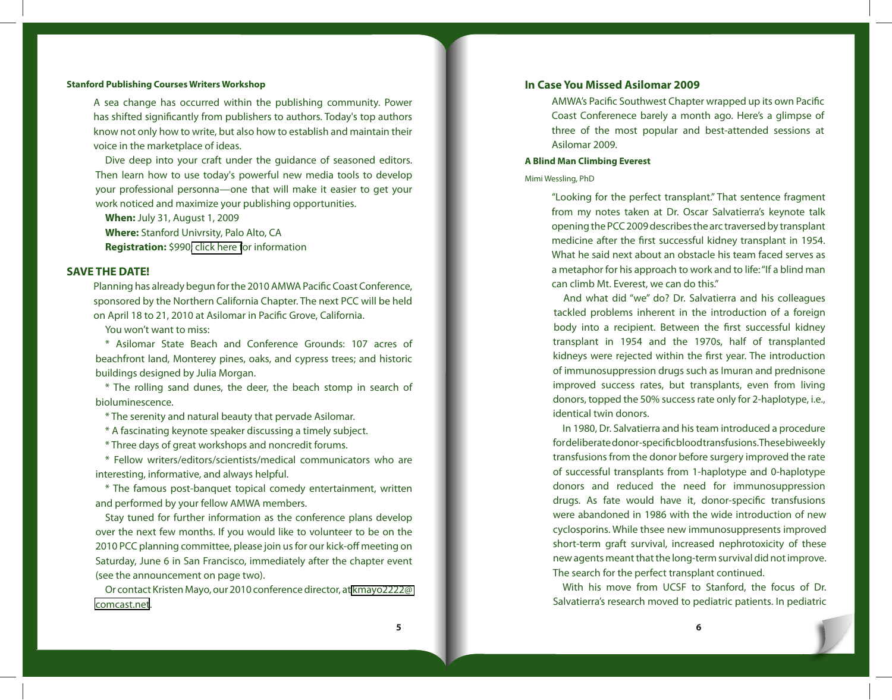### Stanford Publishing Courses Writers Workshop

A sea change has occurred within the publishing community. Power has shifted significantly from publishers to authors. Today's top authors know not only how to write, but also how to establish and maintain their voice in the marketplace of ideas.

Dive deep into your craft under the guidance of seasoned editors. Then learn how to use today's powerful new media tools to develop your professional personna—one that will make it easier to get your work noticed and maximize your publishing opportunities.

**When:** July 31, August 1, 2009

**Where:** Stanford Univrsity, Palo Alto, CA

**Registration:** $990; click here for information

## SAVE THE DATE!

Planning has already begun for the 2010 AMWA Pacific Coast Conference, sponsored by the Northern California Chapter. The next PCC will be held on April 18 to 21, 2010 at Asilomar in Pacific Grove, California.

You won't want to miss:

* Asilomar State Beach and Conference Grounds: 107 acres of beachfront land, Monterey pines, oaks, and cypress trees; and historic buildings designed by Julia Morgan.

* The rolling sand dunes, the deer, the beach stomp in search of bioluminescence.

* The serenity and natural beauty that pervade Asilomar.

* A fascinating keynote speaker discussing a timely subject.

* Three days of great workshops and noncredit forums.

* Fellow writers/editors/scientists/medical communicators who are interesting, informative, and always helpful.

* The famous post-banquet topical comedy entertainment, written and performed by your fellow AMWA members.

Stay tuned for further information as the conference plans develop over the next few months. If you would like to volunteer to be on the 2010 PCC planning committee, please join us for our kick-off meeting on Saturday, June 6 in San Francisco, immediately after the chapter event (see the announcement on page two).

Or contact Kristen Mayo, our 2010 conference director, at kmayo2222@comcast.net.

## In Case You Missed Asilomar 2009

AMWA's Pacific Southwest Chapter wrapped up its own Pacific Coast Conferenece barely a month ago. Here's a glimpse of three of the most popular and best-attended sessions at Asilomar 2009.

### A Blind Man Climbing Everest

Mimi Wessling, PhD

"Looking for the perfect transplant." That sentence fragment from my notes taken at Dr. Oscar Salvatierra's keynote talk opening the PCC 2009 describes the arc traversed by transplant medicine after the first successful kidney transplant in 1954. What he said next about an obstacle his team faced serves as a metaphor for his approach to work and to life: "If a blind man can climb Mt. Everest, we can do this."

And what did "we" do? Dr. Salvatierra and his colleagues tackled problems inherent in the introduction of a foreign body into a recipient. Between the first successful kidney transplant in 1954 and the 1970s, half of transplanted kidneys were rejected within the first year. The introduction of immunosuppression drugs such as Imuran and prednisone improved success rates, but transplants, even from living donors, topped the 50% success rate only for 2-haplotype, i.e., identical twin donors.

In 1980, Dr. Salvatierra and his team introduced a procedure for deliberate donor-specific blood transfusions. These biweekly transfusions from the donor before surgery improved the rate of successful transplants from 1-haplotype and 0-haplotype donors and reduced the need for immunosuppression drugs. As fate would have it, donor-specific transfusions were abandoned in 1986 with the wide introduction of new cyclosporins. While thsee new immunosuppresents improved short-term graft survival, increased nephrotoxicity of these new agents meant that the long-term survival did not improve. The search for the perfect transplant continued.

With his move from UCSF to Stanford, the focus of Dr. Salvatierra's research moved to pediatric patients. In pediatric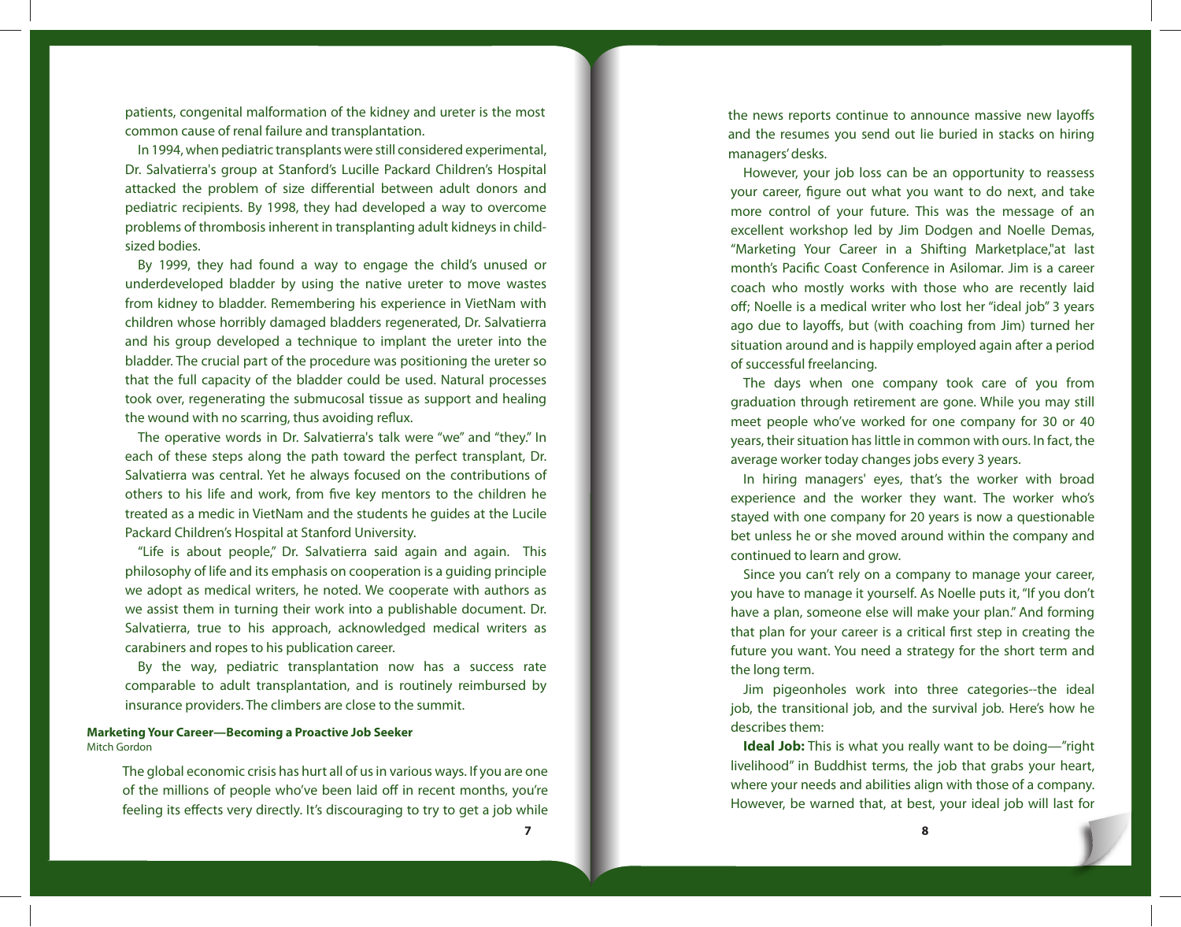patients, congenital malformation of the kidney and ureter is the most common cause of renal failure and transplantation.

In 1994, when pediatric transplants were still considered experimental, Dr. Salvatierra's group at Stanford's Lucille Packard Children's Hospital attacked the problem of size differential between adult donors and pediatric recipients. By 1998, they had developed a way to overcome problems of thrombosis inherent in transplanting adult kidneys in child-sized bodies.

By 1999, they had found a way to engage the child's unused or underdeveloped bladder by using the native ureter to move wastes from kidney to bladder. Remembering his experience in VietNam with children whose horribly damaged bladders regenerated, Dr. Salvatierra and his group developed a technique to implant the ureter into the bladder. The crucial part of the procedure was positioning the ureter so that the full capacity of the bladder could be used. Natural processes took over, regenerating the submucosal tissue as support and healing the wound with no scarring, thus avoiding reflux.

The operative words in Dr. Salvatierra's talk were "we" and "they." In each of these steps along the path toward the perfect transplant, Dr. Salvatierra was central. Yet he always focused on the contributions of others to his life and work, from five key mentors to the children he treated as a medic in VietNam and the students he guides at the Lucile Packard Children's Hospital at Stanford University.

"Life is about people," Dr. Salvatierra said again and again. This philosophy of life and its emphasis on cooperation is a guiding principle we adopt as medical writers, he noted. We cooperate with authors as we assist them in turning their work into a publishable document. Dr. Salvatierra, true to his approach, acknowledged medical writers as carabiners and ropes to his publication career.

By the way, pediatric transplantation now has a success rate comparable to adult transplantation, and is routinely reimbursed by insurance providers. The climbers are close to the summit.

**Marketing Your Career—Becoming a Proactive Job Seeker**
Mitch Gordon

The global economic crisis has hurt all of us in various ways. If you are one of the millions of people who've been laid off in recent months, you're feeling its effects very directly. It's discouraging to try to get a job while the news reports continue to announce massive new layoffs and the resumes you send out lie buried in stacks on hiring managers' desks.

However, your job loss can be an opportunity to reassess your career, figure out what you want to do next, and take more control of your future. This was the message of an excellent workshop led by Jim Dodgen and Noelle Demas, "Marketing Your Career in a Shifting Marketplace,"at last month's Pacific Coast Conference in Asilomar. Jim is a career coach who mostly works with those who are recently laid off; Noelle is a medical writer who lost her "ideal job" 3 years ago due to layoffs, but (with coaching from Jim) turned her situation around and is happily employed again after a period of successful freelancing.

The days when one company took care of you from graduation through retirement are gone. While you may still meet people who've worked for one company for 30 or 40 years, their situation has little in common with ours. In fact, the average worker today changes jobs every 3 years.

In hiring managers' eyes, that's the worker with broad experience and the worker they want. The worker who's stayed with one company for 20 years is now a questionable bet unless he or she moved around within the company and continued to learn and grow.

Since you can't rely on a company to manage your career, you have to manage it yourself. As Noelle puts it, "If you don't have a plan, someone else will make your plan." And forming that plan for your career is a critical first step in creating the future you want. You need a strategy for the short term and the long term.

Jim pigeonholes work into three categories--the ideal job, the transitional job, and the survival job. Here's how he describes them:

**Ideal Job:** This is what you really want to be doing—"right livelihood" in Buddhist terms, the job that grabs your heart, where your needs and abilities align with those of a company. However, be warned that, at best, your ideal job will last for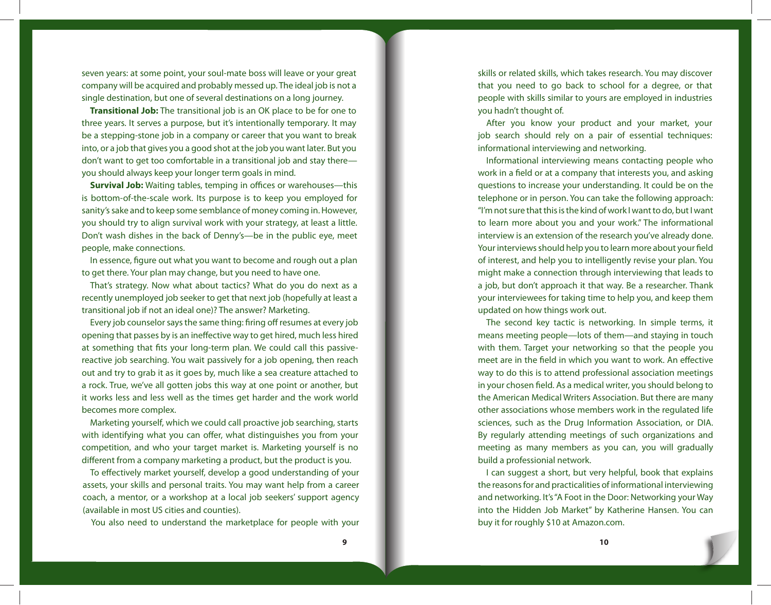seven years: at some point, your soul-mate boss will leave or your great company will be acquired and probably messed up. The ideal job is not a single destination, but one of several destinations on a long journey.

**Transitional Job:** The transitional job is an OK place to be for one to three years. It serves a purpose, but it's intentionally temporary. It may be a stepping-stone job in a company or career that you want to break into, or a job that gives you a good shot at the job you want later. But you don't want to get too comfortable in a transitional job and stay there—you should always keep your longer term goals in mind.

**Survival Job:** Waiting tables, temping in offices or warehouses—this is bottom-of-the-scale work. Its purpose is to keep you employed for sanity's sake and to keep some semblance of money coming in. However, you should try to align survival work with your strategy, at least a little. Don't wash dishes in the back of Denny's—be in the public eye, meet people, make connections.

In essence, figure out what you want to become and rough out a plan to get there. Your plan may change, but you need to have one.

That's strategy. Now what about tactics? What do you do next as a recently unemployed job seeker to get that next job (hopefully at least a transitional job if not an ideal one)? The answer? Marketing.

Every job counselor says the same thing: firing off resumes at every job opening that passes by is an ineffective way to get hired, much less hired at something that fits your long-term plan. We could call this passive-reactive job searching. You wait passively for a job opening, then reach out and try to grab it as it goes by, much like a sea creature attached to a rock. True, we've all gotten jobs this way at one point or another, but it works less and less well as the times get harder and the work world becomes more complex.

Marketing yourself, which we could call proactive job searching, starts with identifying what you can offer, what distinguishes you from your competition, and who your target market is. Marketing yourself is no different from a company marketing a product, but the product is you.

To effectively market yourself, develop a good understanding of your assets, your skills and personal traits. You may want help from a career coach, a mentor, or a workshop at a local job seekers' support agency (available in most US cities and counties).

You also need to understand the marketplace for people with your skills or related skills, which takes research. You may discover that you need to go back to school for a degree, or that people with skills similar to yours are employed in industries you hadn't thought of.

After you know your product and your market, your job search should rely on a pair of essential techniques: informational interviewing and networking.

Informational interviewing means contacting people who work in a field or at a company that interests you, and asking questions to increase your understanding. It could be on the telephone or in person. You can take the following approach: "I'm not sure that this is the kind of work I want to do, but I want to learn more about you and your work." The informational interview is an extension of the research you've already done. Your interviews should help you to learn more about your field of interest, and help you to intelligently revise your plan. You might make a connection through interviewing that leads to a job, but don't approach it that way. Be a researcher. Thank your interviewees for taking time to help you, and keep them updated on how things work out.

The second key tactic is networking. In simple terms, it means meeting people—lots of them—and staying in touch with them. Target your networking so that the people you meet are in the field in which you want to work. An effective way to do this is to attend professional association meetings in your chosen field. As a medical writer, you should belong to the American Medical Writers Association. But there are many other associations whose members work in the regulated life sciences, such as the Drug Information Association, or DIA. By regularly attending meetings of such organizations and meeting as many members as you can, you will gradually build a professionial network.

I can suggest a short, but very helpful, book that explains the reasons for and practicalities of informational interviewing and networking. It's "A Foot in the Door: Networking your Way into the Hidden Job Market" by Katherine Hansen. You can buy it for roughly $10 at Amazon.com.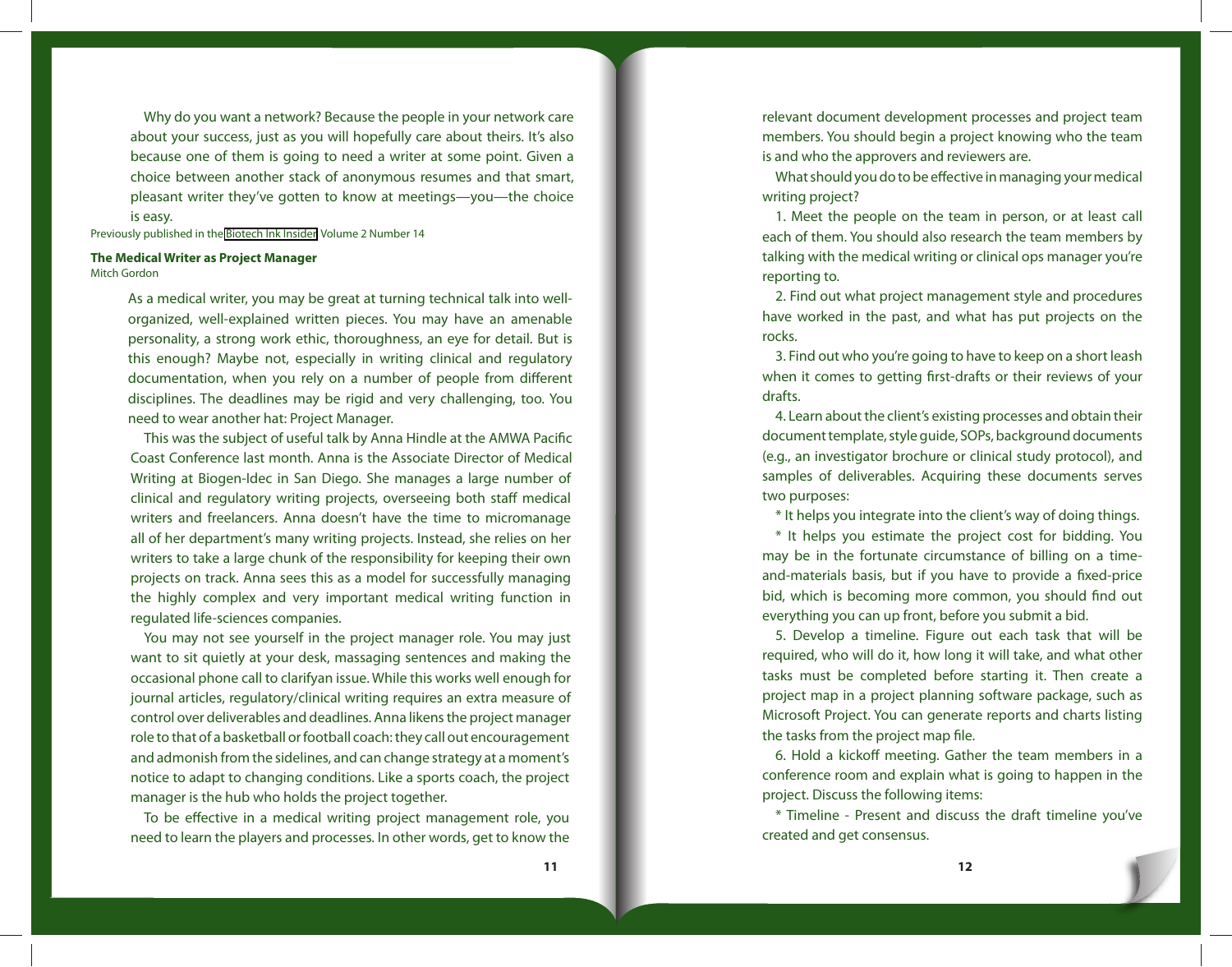Why do you want a network? Because the people in your network care about your success, just as you will hopefully care about theirs. It's also because one of them is going to need a writer at some point. Given a choice between another stack of anonymous resumes and that smart, pleasant writer they've gotten to know at meetings—you—the choice is easy.

Previously published in the Biotech Ink Insider Volume 2 Number 14

**The Medical Writer as Project Manager**
Mitch Gordon

As a medical writer, you may be great at turning technical talk into well-organized, well-explained written pieces. You may have an amenable personality, a strong work ethic, thoroughness, an eye for detail. But is this enough? Maybe not, especially in writing clinical and regulatory documentation, when you rely on a number of people from different disciplines. The deadlines may be rigid and very challenging, too. You need to wear another hat: Project Manager.

This was the subject of useful talk by Anna Hindle at the AMWA Pacific Coast Conference last month. Anna is the Associate Director of Medical Writing at Biogen-Idec in San Diego. She manages a large number of clinical and regulatory writing projects, overseeing both staff medical writers and freelancers. Anna doesn't have the time to micromanage all of her department's many writing projects. Instead, she relies on her writers to take a large chunk of the responsibility for keeping their own projects on track. Anna sees this as a model for successfully managing the highly complex and very important medical writing function in regulated life-sciences companies.

You may not see yourself in the project manager role. You may just want to sit quietly at your desk, massaging sentences and making the occasional phone call to clarifyan issue. While this works well enough for journal articles, regulatory/clinical writing requires an extra measure of control over deliverables and deadlines. Anna likens the project manager role to that of a basketball or football coach: they call out encouragement and admonish from the sidelines, and can change strategy at a moment's notice to adapt to changing conditions. Like a sports coach, the project manager is the hub who holds the project together.

To be effective in a medical writing project management role, you need to learn the players and processes. In other words, get to know the relevant document development processes and project team members. You should begin a project knowing who the team is and who the approvers and reviewers are.

What should you do to be effective in managing your medical writing project?

1. Meet the people on the team in person, or at least call each of them. You should also research the team members by talking with the medical writing or clinical ops manager you're reporting to.

2. Find out what project management style and procedures have worked in the past, and what has put projects on the rocks.

3. Find out who you're going to have to keep on a short leash when it comes to getting first-drafts or their reviews of your drafts.

4. Learn about the client's existing processes and obtain their document template, style guide, SOPs, background documents (e.g., an investigator brochure or clinical study protocol), and samples of deliverables. Acquiring these documents serves two purposes:

* It helps you integrate into the client's way of doing things.

* It helps you estimate the project cost for bidding. You may be in the fortunate circumstance of billing on a time-and-materials basis, but if you have to provide a fixed-price bid, which is becoming more common, you should find out everything you can up front, before you submit a bid.

5. Develop a timeline. Figure out each task that will be required, who will do it, how long it will take, and what other tasks must be completed before starting it. Then create a project map in a project planning software package, such as Microsoft Project. You can generate reports and charts listing the tasks from the project map file.

6. Hold a kickoff meeting. Gather the team members in a conference room and explain what is going to happen in the project. Discuss the following items:

* Timeline - Present and discuss the draft timeline you've created and get consensus.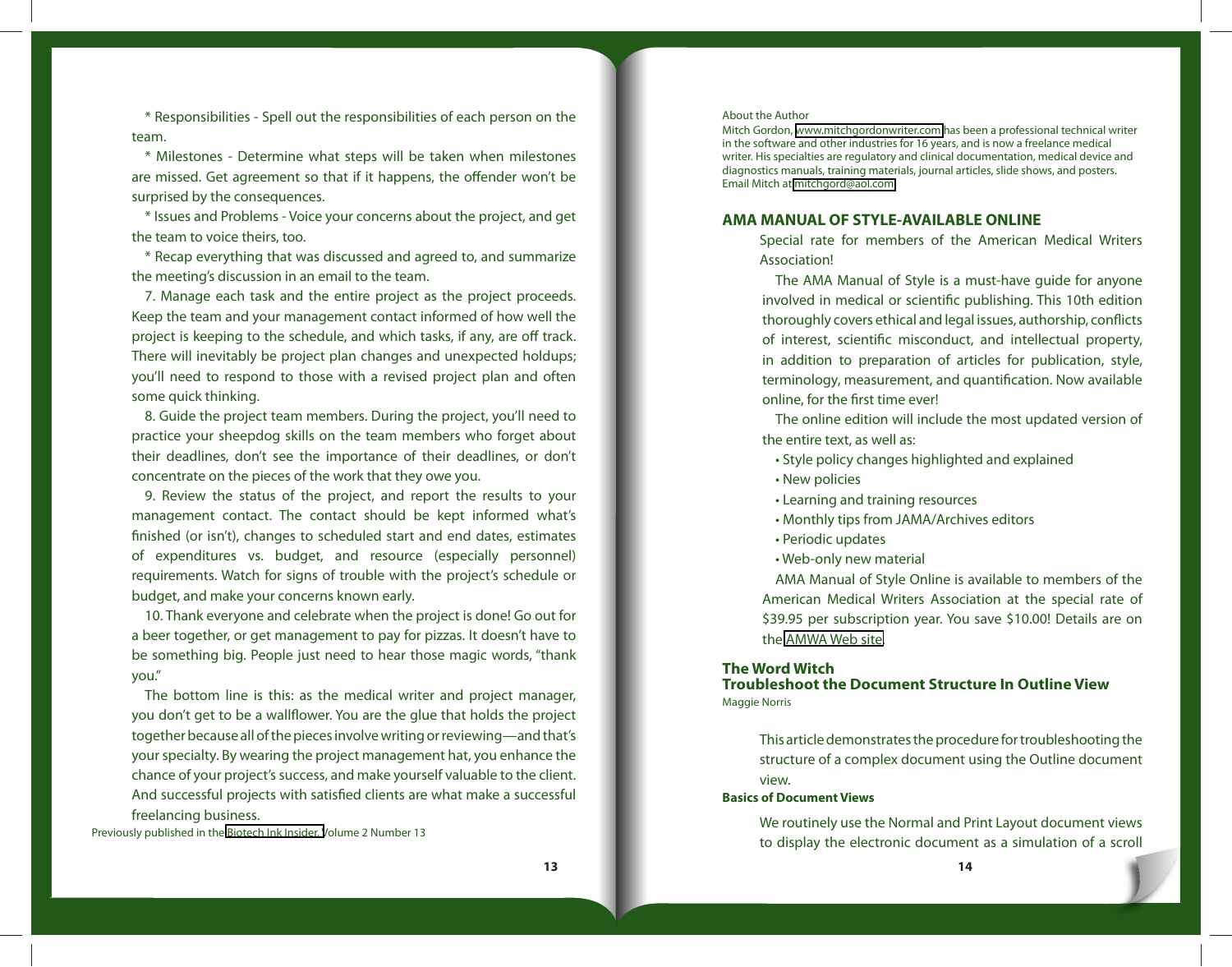* Responsibilities - Spell out the responsibilities of each person on the team.

* Milestones - Determine what steps will be taken when milestones are missed. Get agreement so that if it happens, the offender won't be surprised by the consequences.

* Issues and Problems - Voice your concerns about the project, and get the team to voice theirs, too.

* Recap everything that was discussed and agreed to, and summarize the meeting's discussion in an email to the team.

7. Manage each task and the entire project as the project proceeds. Keep the team and your management contact informed of how well the project is keeping to the schedule, and which tasks, if any, are off track. There will inevitably be project plan changes and unexpected holdups; you'll need to respond to those with a revised project plan and often some quick thinking.

8. Guide the project team members. During the project, you'll need to practice your sheepdog skills on the team members who forget about their deadlines, don't see the importance of their deadlines, or don't concentrate on the pieces of the work that they owe you.

9. Review the status of the project, and report the results to your management contact. The contact should be kept informed what's finished (or isn't), changes to scheduled start and end dates, estimates of expenditures vs. budget, and resource (especially personnel) requirements. Watch for signs of trouble with the project's schedule or budget, and make your concerns known early.

10. Thank everyone and celebrate when the project is done! Go out for a beer together, or get management to pay for pizzas. It doesn't have to be something big. People just need to hear those magic words, "thank you."

The bottom line is this: as the medical writer and project manager, you don't get to be a wallflower. You are the glue that holds the project together because all of the pieces involve writing or reviewing—and that's your specialty. By wearing the project management hat, you enhance the chance of your project's success, and make yourself valuable to the client. And successful projects with satisfied clients are what make a successful freelancing business.

Previously published in the Biotech Ink Insider, Volume 2 Number 13

About the Author
Mitch Gordon, www.mitchgordonwriter.com has been a professional technical writer in the software and other industries for 16 years, and is now a freelance medical writer. His specialties are regulatory and clinical documentation, medical device and diagnostics manuals, training materials, journal articles, slide shows, and posters. Email Mitch at mitchgord@aol.com

## AMA MANUAL OF STYLE-AVAILABLE ONLINE

Special rate for members of the American Medical Writers Association!

The AMA Manual of Style is a must-have guide for anyone involved in medical or scientific publishing. This 10th edition thoroughly covers ethical and legal issues, authorship, conflicts of interest, scientific misconduct, and intellectual property, in addition to preparation of articles for publication, style, terminology, measurement, and quantification. Now available online, for the first time ever!

The online edition will include the most updated version of the entire text, as well as:

- Style policy changes highlighted and explained
- New policies
- Learning and training resources
- Monthly tips from JAMA/Archives editors
- Periodic updates
- Web-only new material

AMA Manual of Style Online is available to members of the American Medical Writers Association at the special rate of $39.95 per subscription year. You save $10.00! Details are on the AMWA Web site.

## The Word Witch
## Troubleshoot the Document Structure In Outline View

Maggie Norris

This article demonstrates the procedure for troubleshooting the structure of a complex document using the Outline document view.

### Basics of Document Views

We routinely use the Normal and Print Layout document views to display the electronic document as a simulation of a scroll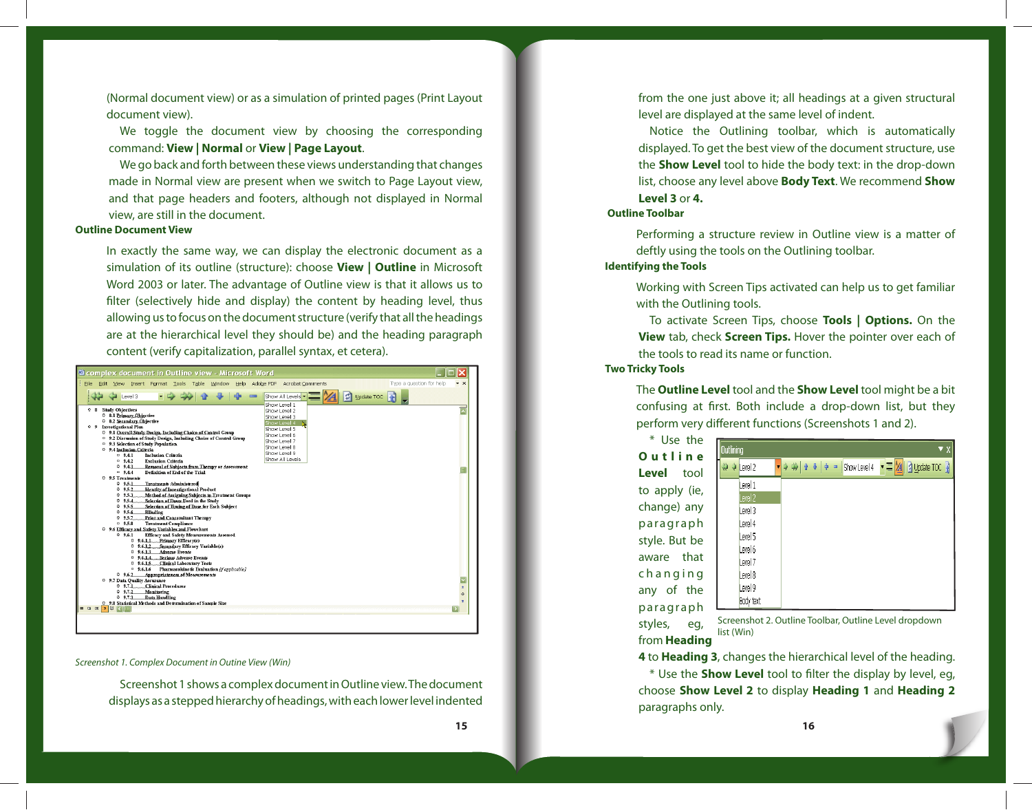(Normal document view) or as a simulation of printed pages (Print Layout document view).

We toggle the document view by choosing the corresponding command: **View | Normal** or **View | Page Layout**.

We go back and forth between these views understanding that changes made in Normal view are present when we switch to Page Layout view, and that page headers and footers, although not displayed in Normal view, are still in the document.

### Outline Document View

In exactly the same way, we can display the electronic document as a simulation of its outline (structure): choose **View | Outline** in Microsoft Word 2003 or later. The advantage of Outline view is that it allows us to filter (selectively hide and display) the content by heading level, thus allowing us to focus on the document structure (verify that all the headings are at the hierarchical level they should be) and the heading paragraph content (verify capitalization, parallel syntax, et cetera).

*Screenshot 1. Complex Document in Outine View (Win)*

Screenshot 1 shows a complex document in Outline view. The document displays as a stepped hierarchy of headings, with each lower level indented from the one just above it; all headings at a given structural level are displayed at the same level of indent.

Notice the Outlining toolbar, which is automatically displayed. To get the best view of the document structure, use the **Show Level** tool to hide the body text: in the drop-down list, choose any level above **Body Text**. We recommend **Show Level 3** or **4.**

### Outline Toolbar

Performing a structure review in Outline view is a matter of deftly using the tools on the Outlining toolbar.

### Identifying the Tools

Working with Screen Tips activated can help us to get familiar with the Outlining tools.

To activate Screen Tips, choose **Tools | Options.** On the **View** tab, check **Screen Tips.** Hover the pointer over each of the tools to read its name or function.

### Two Tricky Tools

The **Outline Level** tool and the **Show Level** tool might be a bit confusing at first. Both include a drop-down list, but they perform very different functions (Screenshots 1 and 2).

* Use the **Outline Level** tool to apply (ie, change) any paragraph style. But be aware that changing any of the paragraph styles, eg, from **Heading 4** to **Heading 3**, changes the hierarchical level of the heading.

Screenshot 2. Outline Toolbar, Outline Level dropdown list (Win)

* Use the **Show Level** tool to filter the display by level, eg, choose **Show Level 2** to display **Heading 1** and **Heading 2** paragraphs only.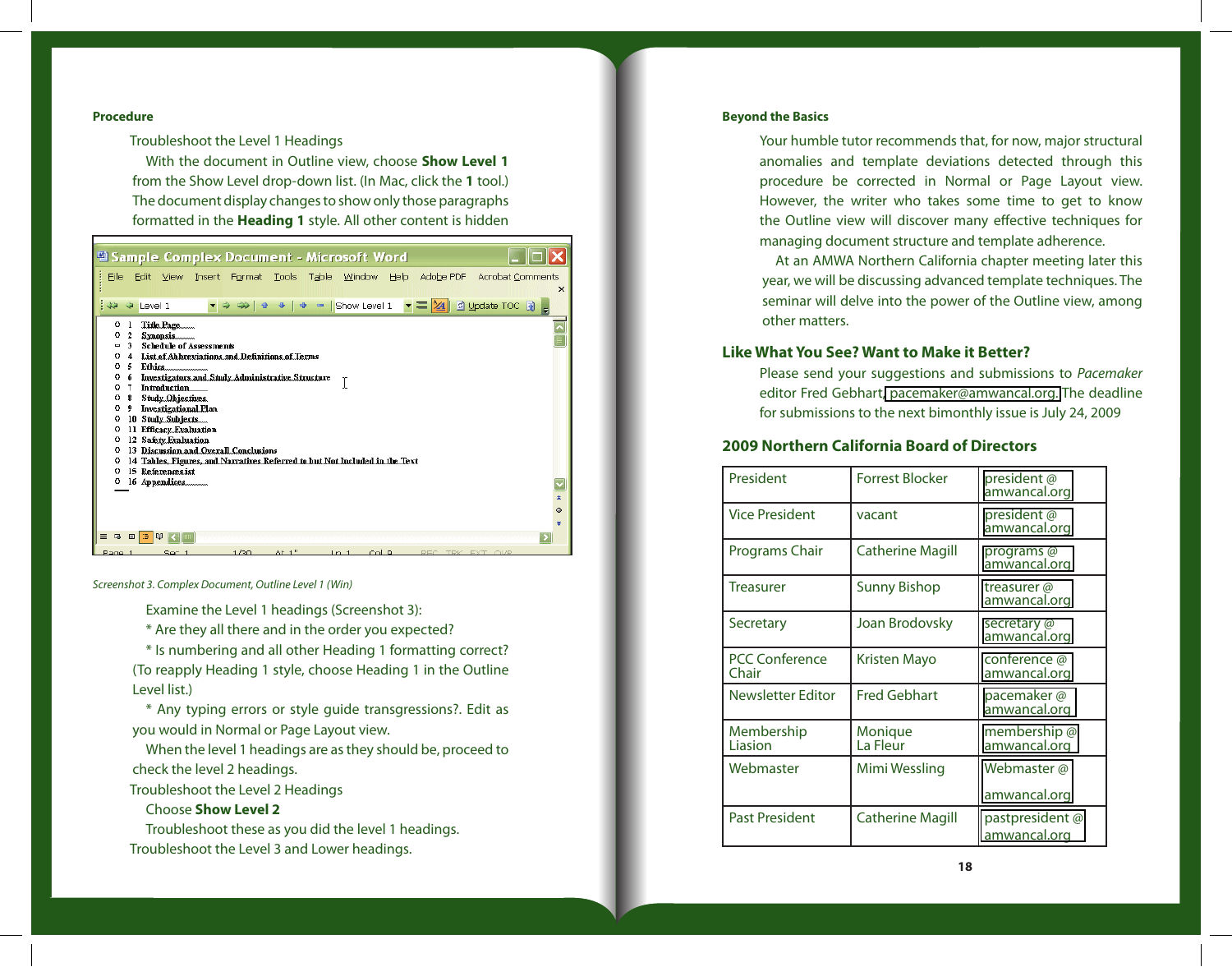**Procedure**

Troubleshoot the Level 1 Headings

With the document in Outline view, choose **Show Level 1** from the Show Level drop-down list. (In Mac, click the **1** tool.) The document display changes to show only those paragraphs formatted in the **Heading 1** style. All other content is hidden

*Screenshot 3. Complex Document, Outline Level 1 (Win)*

Examine the Level 1 headings (Screenshot 3):

* Are they all there and in the order you expected?

* Is numbering and all other Heading 1 formatting correct? (To reapply Heading 1 style, choose Heading 1 in the Outline Level list.)

* Any typing errors or style guide transgressions?. Edit as you would in Normal or Page Layout view.

When the level 1 headings are as they should be, proceed to check the level 2 headings.

Troubleshoot the Level 2 Headings

Choose **Show Level 2**

Troubleshoot these as you did the level 1 headings.

Troubleshoot the Level 3 and Lower headings.

**Beyond the Basics**

Your humble tutor recommends that, for now, major structural anomalies and template deviations detected through this procedure be corrected in Normal or Page Layout view. However, the writer who takes some time to get to know the Outline view will discover many effective techniques for managing document structure and template adherence.

At an AMWA Northern California chapter meeting later this year, we will be discussing advanced template techniques. The seminar will delve into the power of the Outline view, among other matters.

## Like What You See? Want to Make it Better?

Please send your suggestions and submissions to *Pacemaker* editor Fred Gebhart, pacemaker@amwancal.org. The deadline for submissions to the next bimonthly issue is July 24, 2009

## 2009 Northern California Board of Directors

| | | |
|---|---|---|
| President | Forrest Blocker | president @ amwancal.org |
| Vice President | vacant | president @ amwancal.org |
| Programs Chair | Catherine Magill | programs @ amwancal.org |
| Treasurer | Sunny Bishop | treasurer @ amwancal.org |
| Secretary | Joan Brodovsky | secretary @ amwancal.org |
| PCC Conference Chair | Kristen Mayo | conference @ amwancal.org |
| Newsletter Editor | Fred Gebhart | pacemaker @ amwancal.org |
| Membership Liasion | Monique La Fleur | membership @ amwancal.org |
| Webmaster | Mimi Wessling | Webmaster @ amwancal.org |
| Past President | Catherine Magill | pastpresident @ amwancal.org |